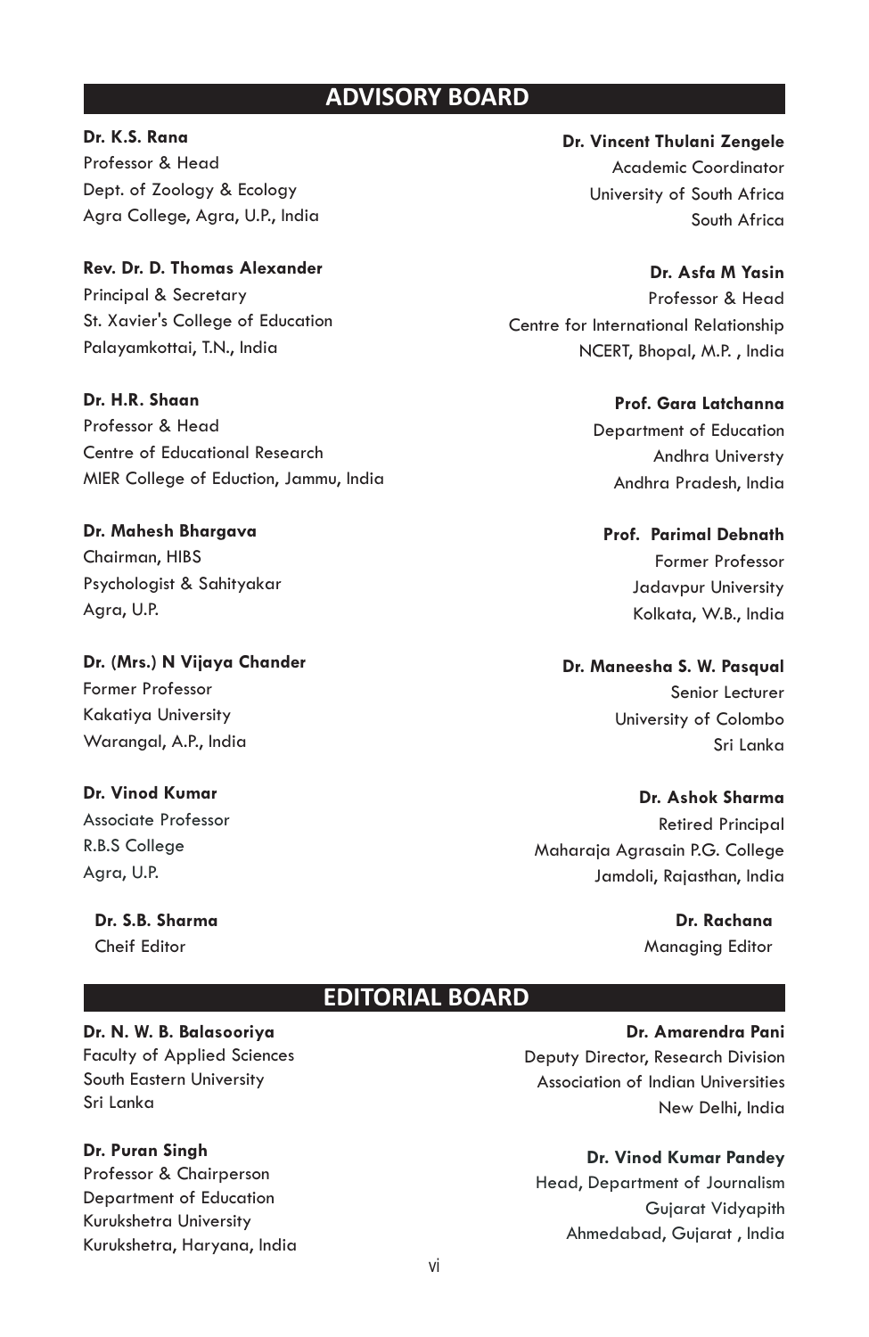## ADVISORY BOARD

**Dr. K.S. Rana**
Professor & Head
Dept. of Zoology & Ecology
Agra College, Agra, U.P., India

**Rev. Dr. D. Thomas Alexander**
Principal & Secretary
St. Xavier's College of Education
Palayamkottai, T.N., India

**Dr. H.R. Shaan**
Professor & Head
Centre of Educational Research
MIER College of Eduction, Jammu, India

**Dr. Mahesh Bhargava**
Chairman, HIBS
Psychologist & Sahityakar
Agra, U.P.

**Dr. (Mrs.) N Vijaya Chander**
Former Professor
Kakatiya University
Warangal, A.P., India

**Dr. Vinod Kumar**
Associate Professor
R.B.S College
Agra, U.P.

**Dr. Vincent Thulani Zengele**
Academic Coordinator
University of South Africa
South Africa

**Dr. Asfa M Yasin**
Professor & Head
Centre for International Relationship
NCERT, Bhopal, M.P. , India

**Prof. Gara Latchanna**
Department of Education
Andhra Universty
Andhra Pradesh, India

**Prof. Parimal Debnath**
Former Professor
Jadavpur University
Kolkata, W.B., India

**Dr. Maneesha S. W. Pasqual**
Senior Lecturer
University of Colombo
Sri Lanka

**Dr. Ashok Sharma**
Retired Principal
Maharaja Agrasain P.G. College
Jamdoli, Rajasthan, India

**Dr. S.B. Sharma**
Cheif Editor

**Dr. Rachana**
Managing Editor

## EDITORIAL BOARD

**Dr. N. W. B. Balasooriya**
Faculty of Applied Sciences
South Eastern University
Sri Lanka

**Dr. Puran Singh**
Professor & Chairperson
Department of Education
Kurukshetra University
Kurukshetra, Haryana, India

**Dr. Amarendra Pani**
Deputy Director, Research Division
Association of Indian Universities
New Delhi, India

**Dr. Vinod Kumar Pandey**
Head, Department of Journalism
Gujarat Vidyapith
Ahmedabad, Gujarat , India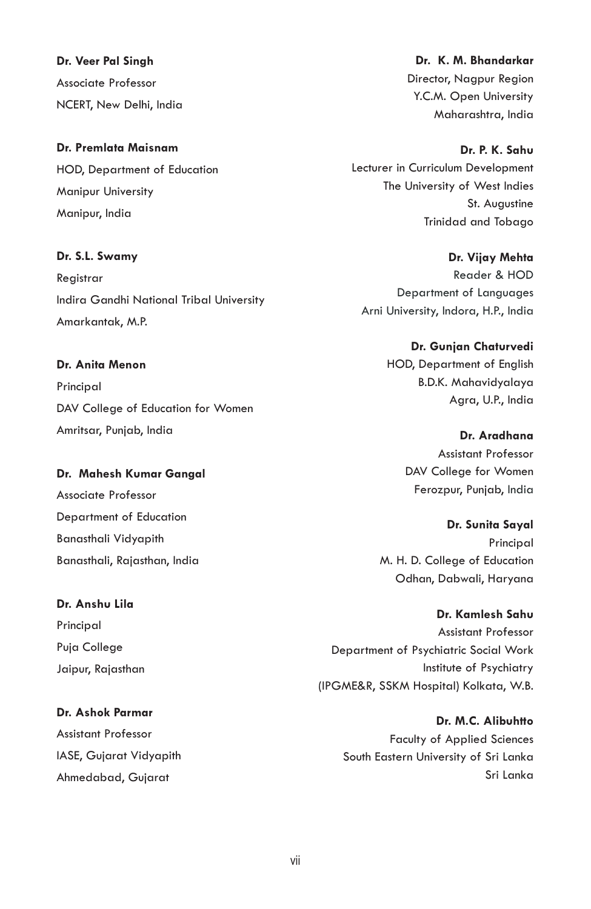**Dr. Veer Pal Singh**
Associate Professor
NCERT, New Delhi, India

**Dr. Premlata Maisnam**
HOD, Department of Education
Manipur University
Manipur, India

**Dr. S.L. Swamy**
Registrar
Indira Gandhi National Tribal University
Amarkantak, M.P.

**Dr. Anita Menon**
Principal
DAV College of Education for Women
Amritsar, Punjab, India

**Dr. Mahesh Kumar Gangal**
Associate Professor
Department of Education
Banasthali Vidyapith
Banasthali, Rajasthan, India

**Dr. Anshu Lila**
Principal
Puja College
Jaipur, Rajasthan

**Dr. Ashok Parmar**
Assistant Professor
IASE, Gujarat Vidyapith
Ahmedabad, Gujarat

**Dr. K. M. Bhandarkar**
Director, Nagpur Region
Y.C.M. Open University
Maharashtra, India

**Dr. P. K. Sahu**
Lecturer in Curriculum Development
The University of West Indies
St. Augustine
Trinidad and Tobago

**Dr. Vijay Mehta**
Reader & HOD
Department of Languages
Arni University, Indora, H.P., India

**Dr. Gunjan Chaturvedi**
HOD, Department of English
B.D.K. Mahavidyalaya
Agra, U.P., India

**Dr. Aradhana**
Assistant Professor
DAV College for Women
Ferozpur, Punjab, India

**Dr. Sunita Sayal**
Principal
M. H. D. College of Education
Odhan, Dabwali, Haryana

**Dr. Kamlesh Sahu**
Assistant Professor
Department of Psychiatric Social Work
Institute of Psychiatry
(IPGME&R, SSKM Hospital) Kolkata, W.B.

**Dr. M.C. Alibuhtto**
Faculty of Applied Sciences
South Eastern University of Sri Lanka
Sri Lanka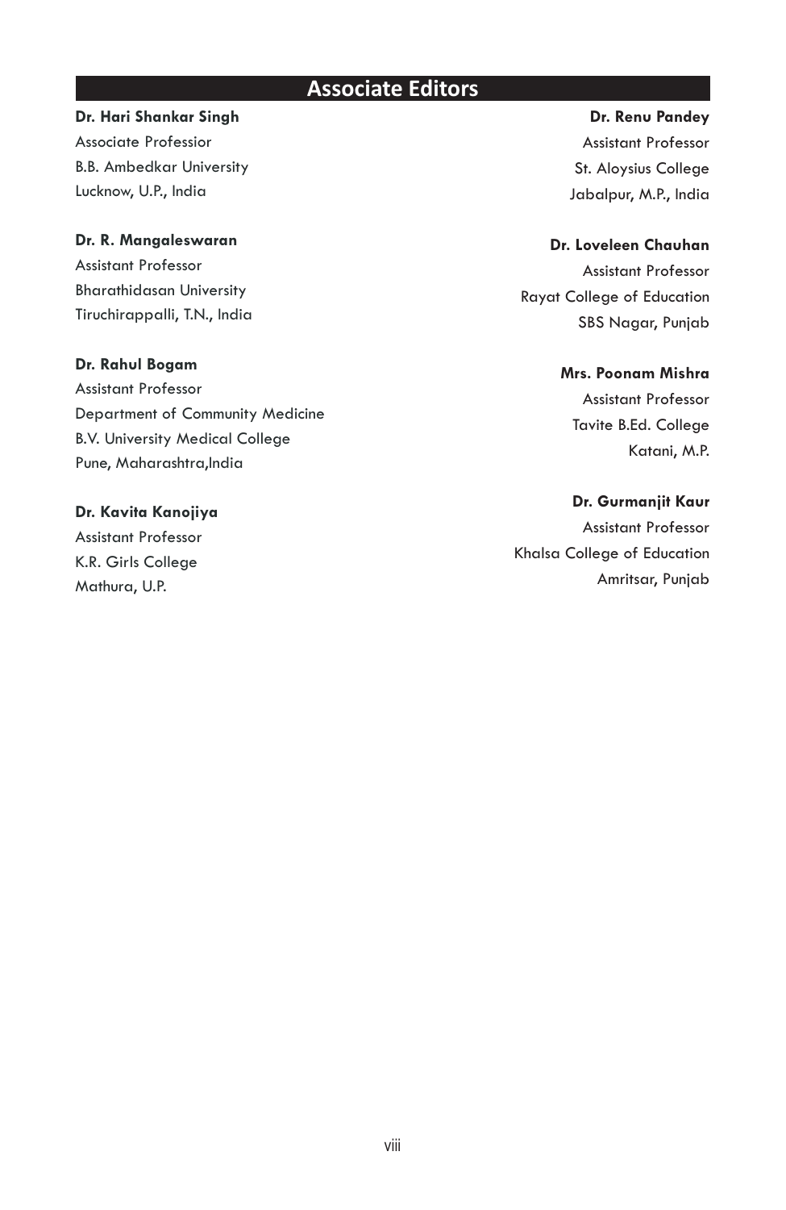## Associate Editors

**Dr. Hari Shankar Singh**
Associate Professior
B.B. Ambedkar University
Lucknow, U.P., India

**Dr. R. Mangaleswaran**
Assistant Professor
Bharathidasan University
Tiruchirappalli, T.N., India

**Dr. Rahul Bogam**
Assistant Professor
Department of Community Medicine
B.V. University Medical College
Pune, Maharashtra,India

**Dr. Kavita Kanojiya**
Assistant Professor
K.R. Girls College
Mathura, U.P.

**Dr. Renu Pandey**
Assistant Professor
St. Aloysius College
Jabalpur, M.P., India

**Dr. Loveleen Chauhan**
Assistant Professor
Rayat College of Education
SBS Nagar, Punjab

**Mrs. Poonam Mishra**
Assistant Professor
Tavite B.Ed. College
Katani, M.P.

**Dr. Gurmanjit Kaur**
Assistant Professor
Khalsa College of Education
Amritsar, Punjab